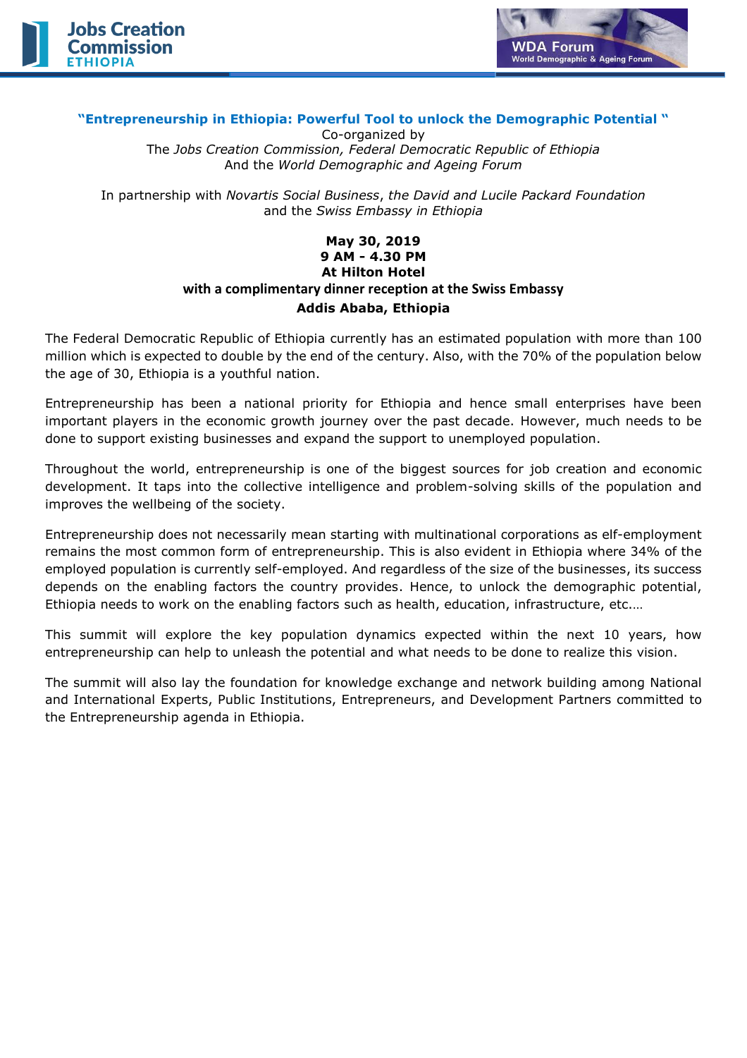## "Entrepreneurship in Ethiopia: Powerful Tool to unlock the Demographic Potential "

Co-organized by
The *Jobs Creation Commission, Federal Democratic Republic of Ethiopia*
And the *World Demographic and Ageing Forum*

In partnership with *Novartis Social Business*, *the David and Lucile Packard Foundation* and the *Swiss Embassy in Ethiopia*

**May 30, 2019**
**9 AM - 4.30 PM**
**At Hilton Hotel**
**with a complimentary dinner reception at the Swiss Embassy**
**Addis Ababa, Ethiopia**

The Federal Democratic Republic of Ethiopia currently has an estimated population with more than 100 million which is expected to double by the end of the century. Also, with the 70% of the population below the age of 30, Ethiopia is a youthful nation.

Entrepreneurship has been a national priority for Ethiopia and hence small enterprises have been important players in the economic growth journey over the past decade. However, much needs to be done to support existing businesses and expand the support to unemployed population.

Throughout the world, entrepreneurship is one of the biggest sources for job creation and economic development. It taps into the collective intelligence and problem-solving skills of the population and improves the wellbeing of the society.

Entrepreneurship does not necessarily mean starting with multinational corporations as elf-employment remains the most common form of entrepreneurship. This is also evident in Ethiopia where 34% of the employed population is currently self-employed. And regardless of the size of the businesses, its success depends on the enabling factors the country provides. Hence, to unlock the demographic potential, Ethiopia needs to work on the enabling factors such as health, education, infrastructure, etc.…

This summit will explore the key population dynamics expected within the next 10 years, how entrepreneurship can help to unleash the potential and what needs to be done to realize this vision.

The summit will also lay the foundation for knowledge exchange and network building among National and International Experts, Public Institutions, Entrepreneurs, and Development Partners committed to the Entrepreneurship agenda in Ethiopia.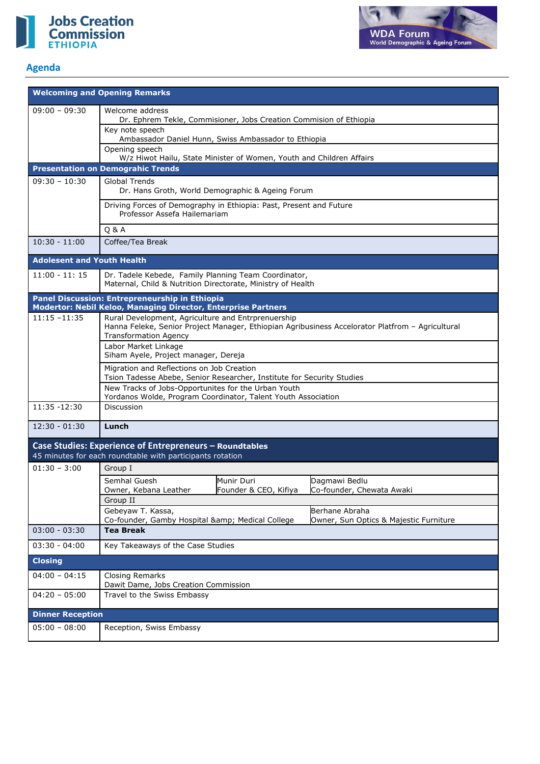Jobs Creation Commission ETHIOPIA

WDA Forum
World Demographic & Ageing Forum

## Agenda

| | |
|---|---|
| **Welcoming and Opening Remarks** | |
| 09:00 – 09:30 | Welcome address<br>Dr. Ephrem Tekle, Commisioner, Jobs Creation Commision of Ethiopia |
| | Key note speech<br>Ambassador Daniel Hunn, Swiss Ambassador to Ethiopia |
| | Opening speech<br>W/z Hiwot Hailu, State Minister of Women, Youth and Children Affairs |
| **Presentation on Demograhic Trends** | |
| 09:30 – 10:30 | Global Trends<br>Dr. Hans Groth, World Demographic & Ageing Forum |
| | Driving Forces of Demography in Ethiopia: Past, Present and Future<br>Professor Assefa Hailemariam |
| | Q & A |
| 10:30 - 11:00 | Coffee/Tea Break |
| **Adolesent and Youth Health** | |
| 11:00 - 11: 15 | Dr. Tadele Kebede, Family Planning Team Coordinator, Maternal, Child & Nutrition Directorate, Ministry of Health |
| **Panel Discussion: Entrepreneurship in Ethiopia**<br>**Modertor: Nebil Keloo, Managing Director, Enterprise Partners** | |
| 11:15 –11:35 | Rural Development, Agriculture and Entrprenuership<br>Hanna Feleke, Senior Project Manager, Ethiopian Agribusiness Accelorator Platfrom – Agricultural Transformation Agency |
| | Labor Market Linkage<br>Siham Ayele, Project manager, Dereja |
| | Migration and Reflections on Job Creation<br>Tsion Tadesse Abebe, Senior Researcher, Institute for Security Studies |
| | New Tracks of Jobs-Opportunites for the Urban Youth<br>Yordanos Wolde, Program Coordinator, Talent Youth Association |
| 11:35 -12:30 | Discussion |
| 12:30 - 01:30 | **Lunch** |
| **Case Studies: Experience of Entrepreneurs – Roundtables**<br>45 minutes for each roundtable with participants rotation | |
| 01:30 – 3:00 | Group I |
| | Semhal Guesh, Owner, Kebana Leather; Munir Duri, Founder & CEO, Kifiya; Dagmawi Bedlu, Co-founder, Chewata Awaki |
| | Group II |
| | Gebeyaw T. Kassa, Co-founder, Gamby Hospital &amp; Medical College; Berhane Abraha, Owner, Sun Optics & Majestic Furniture |
| 03:00 - 03:30 | **Tea Break** |
| 03:30 - 04:00 | Key Takeaways of the Case Studies |
| **Closing** | |
| 04:00 – 04:15 | Closing Remarks<br>Dawit Dame, Jobs Creation Commission |
| 04:20 – 05:00 | Travel to the Swiss Embassy |
| **Dinner Reception** | |
| 05:00 – 08:00 | Reception, Swiss Embassy |